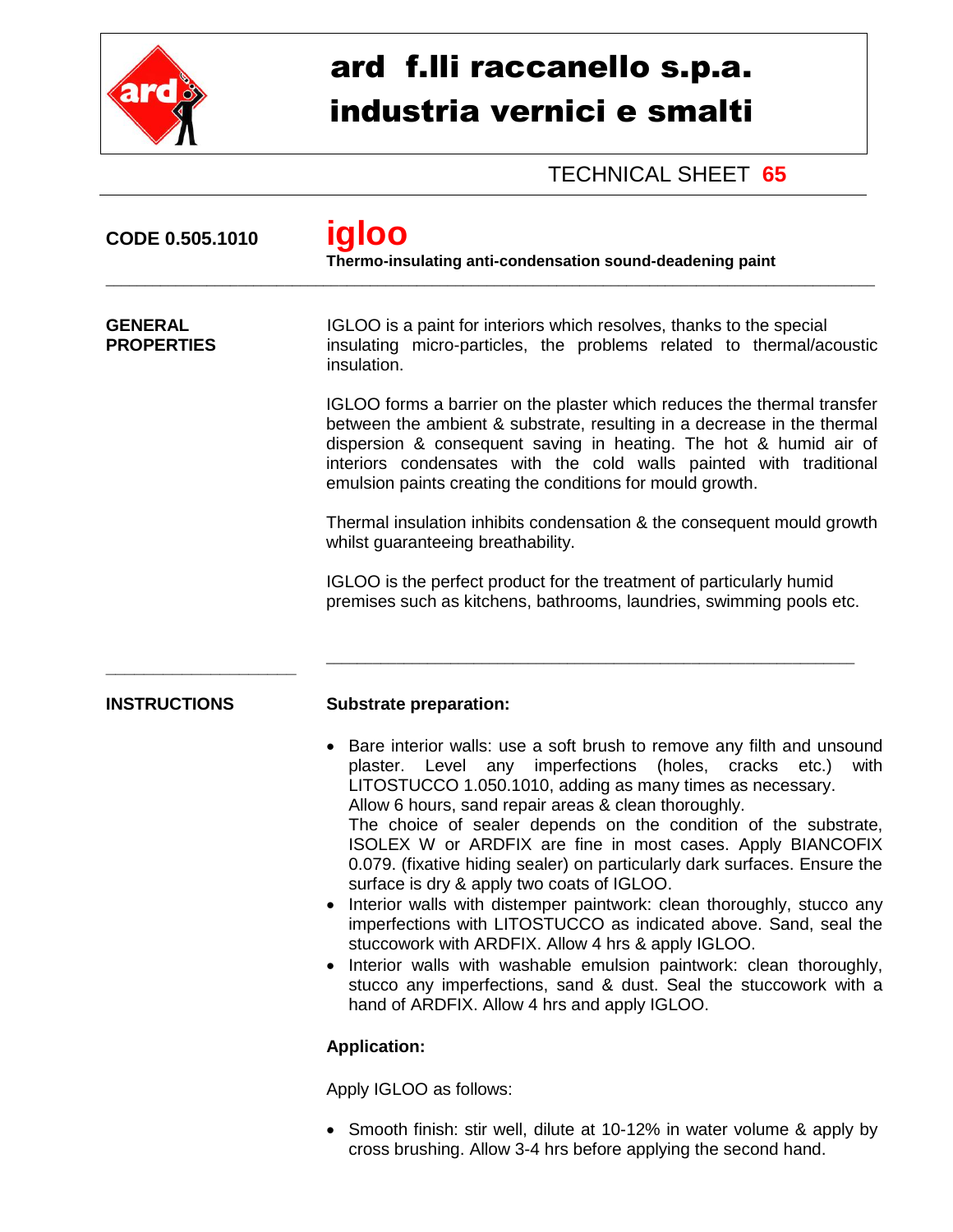# ard f.lli raccanello s.p.a.
# industria vernici e smalti

TECHNICAL SHEET **65**

**CODE 0.505.1010**

# igloo

**Thermo-insulating anti-condensation sound-deadening paint**

---

## GENERAL PROPERTIES

IGLOO is a paint for interiors which resolves, thanks to the special insulating micro-particles, the problems related to thermal/acoustic insulation.

IGLOO forms a barrier on the plaster which reduces the thermal transfer between the ambient & substrate, resulting in a decrease in the thermal dispersion & consequent saving in heating. The hot & humid air of interiors condensates with the cold walls painted with traditional emulsion paints creating the conditions for mould growth.

Thermal insulation inhibits condensation & the consequent mould growth whilst guaranteeing breathability.

IGLOO is the perfect product for the treatment of particularly humid premises such as kitchens, bathrooms, laundries, swimming pools etc.

---

## INSTRUCTIONS

**Substrate preparation:**

- Bare interior walls: use a soft brush to remove any filth and unsound plaster. Level any imperfections (holes, cracks etc.) with LITOSTUCCO 1.050.1010, adding as many times as necessary.
  Allow 6 hours, sand repair areas & clean thoroughly.
  The choice of sealer depends on the condition of the substrate, ISOLEX W or ARDFIX are fine in most cases. Apply BIANCOFIX 0.079. (fixative hiding sealer) on particularly dark surfaces. Ensure the surface is dry & apply two coats of IGLOO.
- Interior walls with distemper paintwork: clean thoroughly, stucco any imperfections with LITOSTUCCO as indicated above. Sand, seal the stuccowork with ARDFIX. Allow 4 hrs & apply IGLOO.
- Interior walls with washable emulsion paintwork: clean thoroughly, stucco any imperfections, sand & dust. Seal the stuccowork with a hand of ARDFIX. Allow 4 hrs and apply IGLOO.

**Application:**

Apply IGLOO as follows:

- Smooth finish: stir well, dilute at 10-12% in water volume & apply by cross brushing. Allow 3-4 hrs before applying the second hand.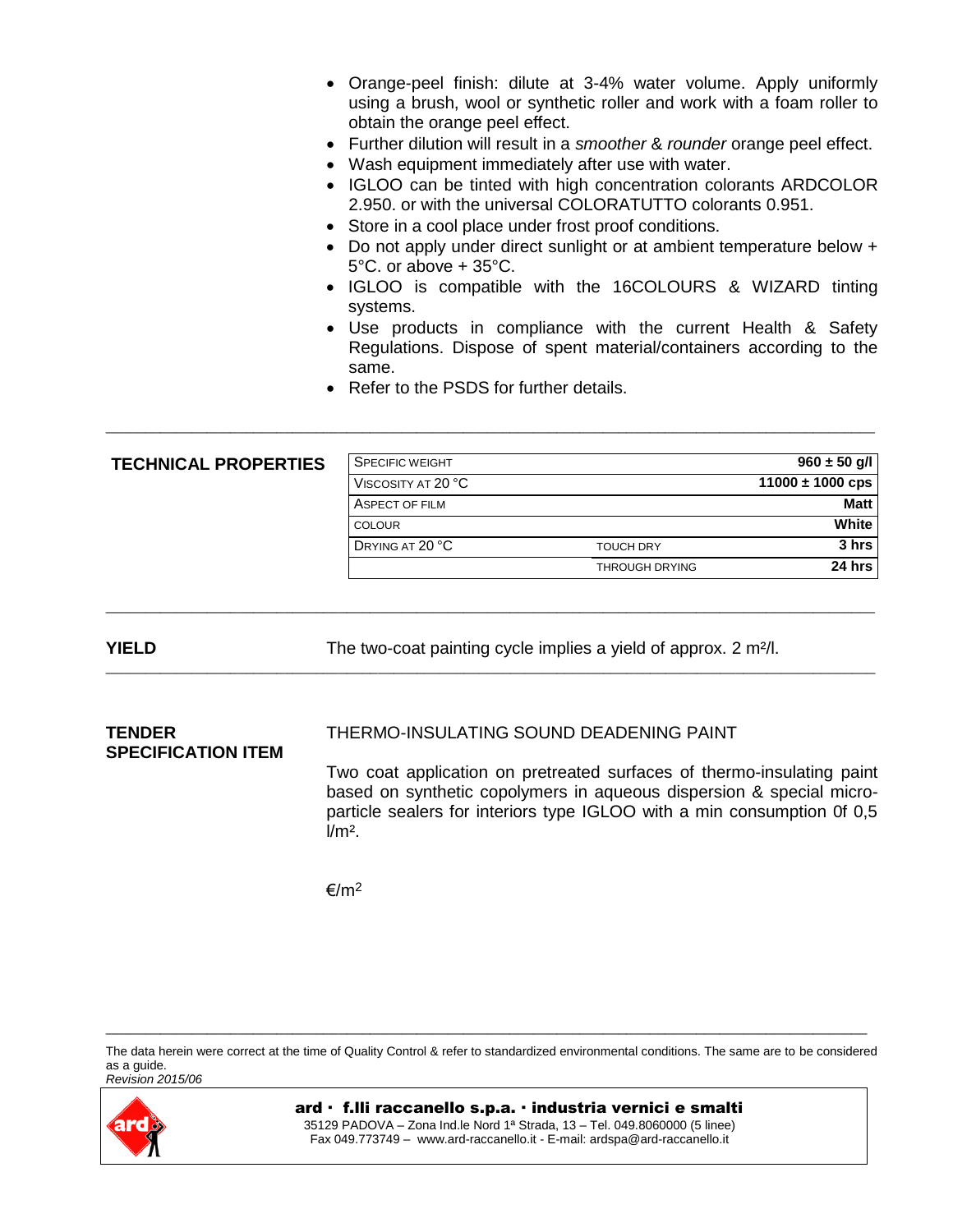- Orange-peel finish: dilute at 3-4% water volume. Apply uniformly using a brush, wool or synthetic roller and work with a foam roller to obtain the orange peel effect.
- Further dilution will result in a *smoother* & *rounder* orange peel effect.
- Wash equipment immediately after use with water.
- IGLOO can be tinted with high concentration colorants ARDCOLOR 2.950. or with the universal COLORATUTTO colorants 0.951.
- Store in a cool place under frost proof conditions.
- Do not apply under direct sunlight or at ambient temperature below + 5°C. or above + 35°C.
- IGLOO is compatible with the 16COLOURS & WIZARD tinting systems.
- Use products in compliance with the current Health & Safety Regulations. Dispose of spent material/containers according to the same.
- Refer to the PSDS for further details.

---

**TECHNICAL PROPERTIES**

| | | |
|---|---|---|
| SPECIFIC WEIGHT | | **960 ± 50 g/l** |
| VISCOSITY AT 20 °C | | **11000 ± 1000 cps** |
| ASPECT OF FILM | | **Matt** |
| COLOUR | | **White** |
| DRYING AT 20 °C | TOUCH DRY | **3 hrs** |
| | THROUGH DRYING | **24 hrs** |

---

**YIELD**

The two-coat painting cycle implies a yield of approx. 2 m²/l.

---

**TENDER SPECIFICATION ITEM**

THERMO-INSULATING SOUND DEADENING PAINT

Two coat application on pretreated surfaces of thermo-insulating paint based on synthetic copolymers in aqueous dispersion & special micro-particle sealers for interiors type IGLOO with a min consumption 0f 0,5 l/m².

€/m²

---

The data herein were correct at the time of Quality Control & refer to standardized environmental conditions. The same are to be considered as a guide.
*Revision 2015/06*

**ard · f.lli raccanello s.p.a. · industria vernici e smalti**
35129 PADOVA – Zona Ind.le Nord 1ª Strada, 13 – Tel. 049.8060000 (5 linee)
Fax 049.773749 – www.ard-raccanello.it - E-mail: ardspa@ard-raccanello.it